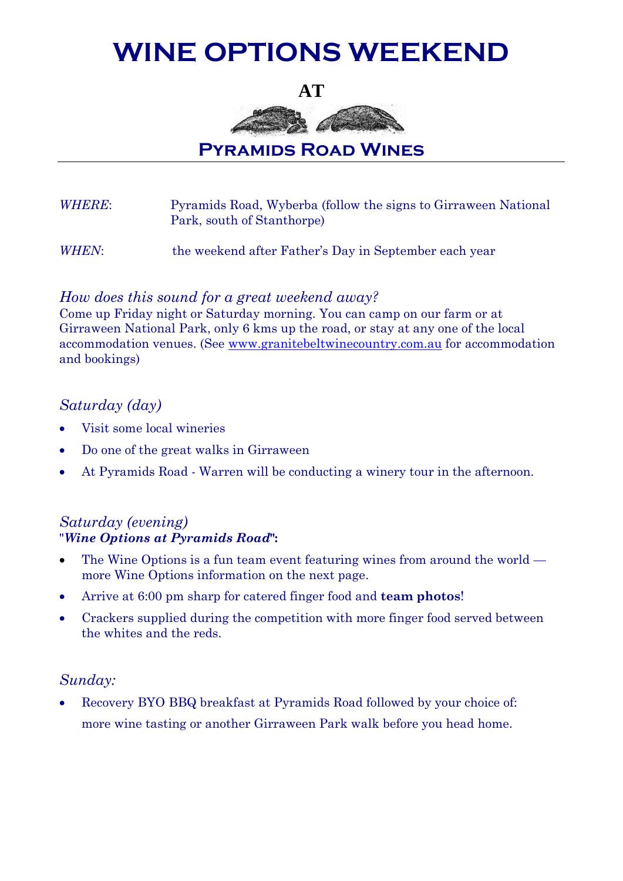# WINE OPTIONS WEEKEND

**AT**

## Pyramids Road Wines

---

| | |
|---|---|
| *WHERE*: | Pyramids Road, Wyberba (follow the signs to Girraween National Park, south of Stanthorpe) |
| *WHEN*: | the weekend after Father's Day in September each year |

### *How does this sound for a great weekend away?*

Come up Friday night or Saturday morning. You can camp on our farm or at Girraween National Park, only 6 kms up the road, or stay at any one of the local accommodation venues. (See www.granitebeltwinecountry.com.au for accommodation and bookings)

### *Saturday (day)*

- Visit some local wineries
- Do one of the great walks in Girraween
- At Pyramids Road - Warren will be conducting a winery tour in the afternoon.

### *Saturday (evening)*

"***Wine Options at Pyramids Road***":

- The Wine Options is a fun team event featuring wines from around the world — more Wine Options information on the next page.
- Arrive at 6:00 pm sharp for catered finger food and **team photos**!
- Crackers supplied during the competition with more finger food served between the whites and the reds.

### *Sunday:*

- Recovery BYO BBQ breakfast at Pyramids Road followed by your choice of: more wine tasting or another Girraween Park walk before you head home.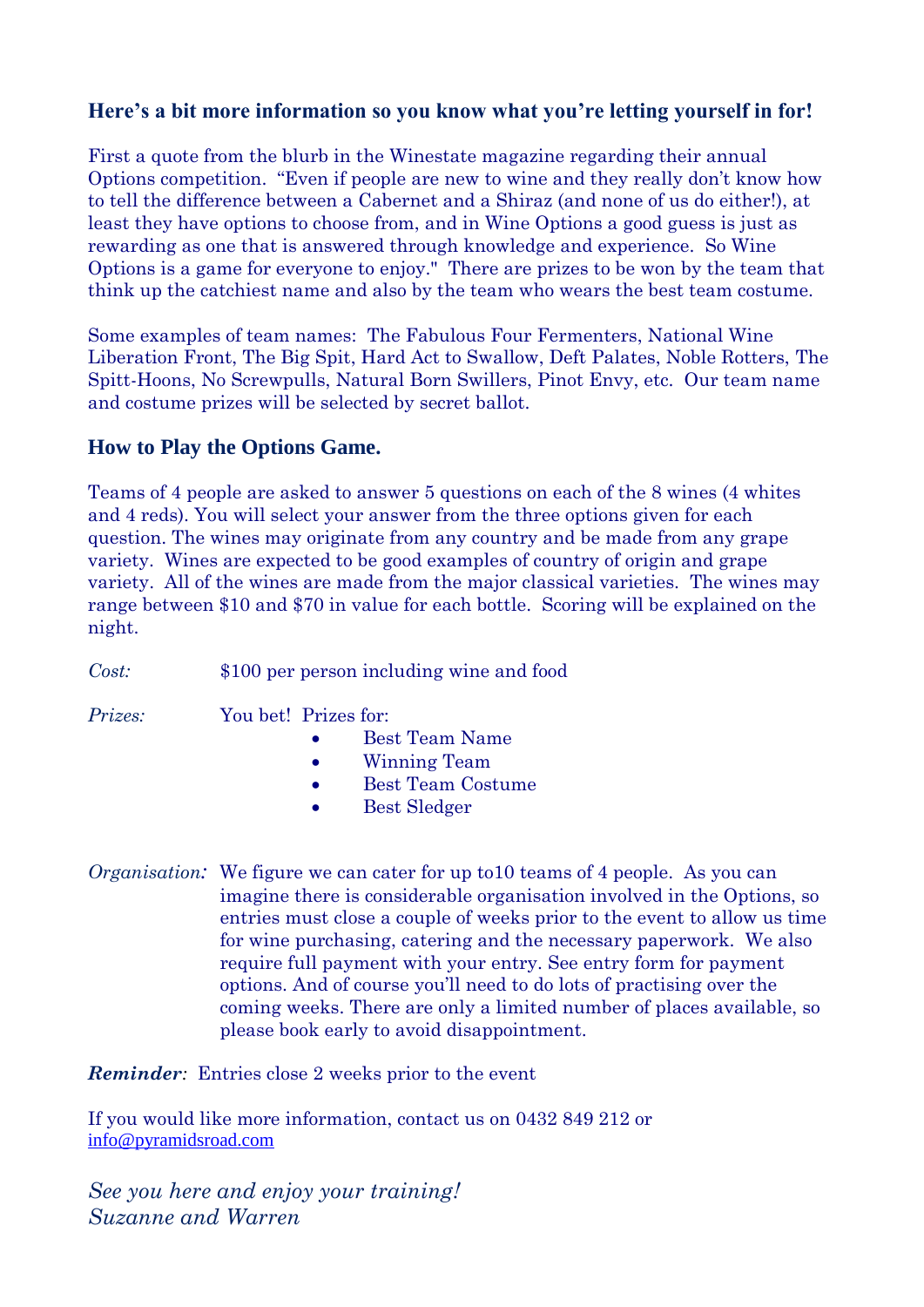## Here's a bit more information so you know what you're letting yourself in for!

First a quote from the blurb in the Winestate magazine regarding their annual Options competition. "Even if people are new to wine and they really don't know how to tell the difference between a Cabernet and a Shiraz (and none of us do either!), at least they have options to choose from, and in Wine Options a good guess is just as rewarding as one that is answered through knowledge and experience. So Wine Options is a game for everyone to enjoy." There are prizes to be won by the team that think up the catchiest name and also by the team who wears the best team costume.

Some examples of team names: The Fabulous Four Fermenters, National Wine Liberation Front, The Big Spit, Hard Act to Swallow, Deft Palates, Noble Rotters, The Spitt-Hoons, No Screwpulls, Natural Born Swillers, Pinot Envy, etc. Our team name and costume prizes will be selected by secret ballot.

## How to Play the Options Game.

Teams of 4 people are asked to answer 5 questions on each of the 8 wines (4 whites and 4 reds). You will select your answer from the three options given for each question. The wines may originate from any country and be made from any grape variety. Wines are expected to be good examples of country of origin and grape variety. All of the wines are made from the major classical varieties. The wines may range between $10 and $70 in value for each bottle. Scoring will be explained on the night.

*Cost:* $100 per person including wine and food

*Prizes:* You bet! Prizes for:

- Best Team Name
- Winning Team
- Best Team Costume
- Best Sledger

*Organisation:* We figure we can cater for up to10 teams of 4 people. As you can imagine there is considerable organisation involved in the Options, so entries must close a couple of weeks prior to the event to allow us time for wine purchasing, catering and the necessary paperwork. We also require full payment with your entry. See entry form for payment options. And of course you'll need to do lots of practising over the coming weeks. There are only a limited number of places available, so please book early to avoid disappointment.

***Reminder***: Entries close 2 weeks prior to the event

If you would like more information, contact us on 0432 849 212 or info@pyramidsroad.com

*See you here and enjoy your training!*
*Suzanne and Warren*